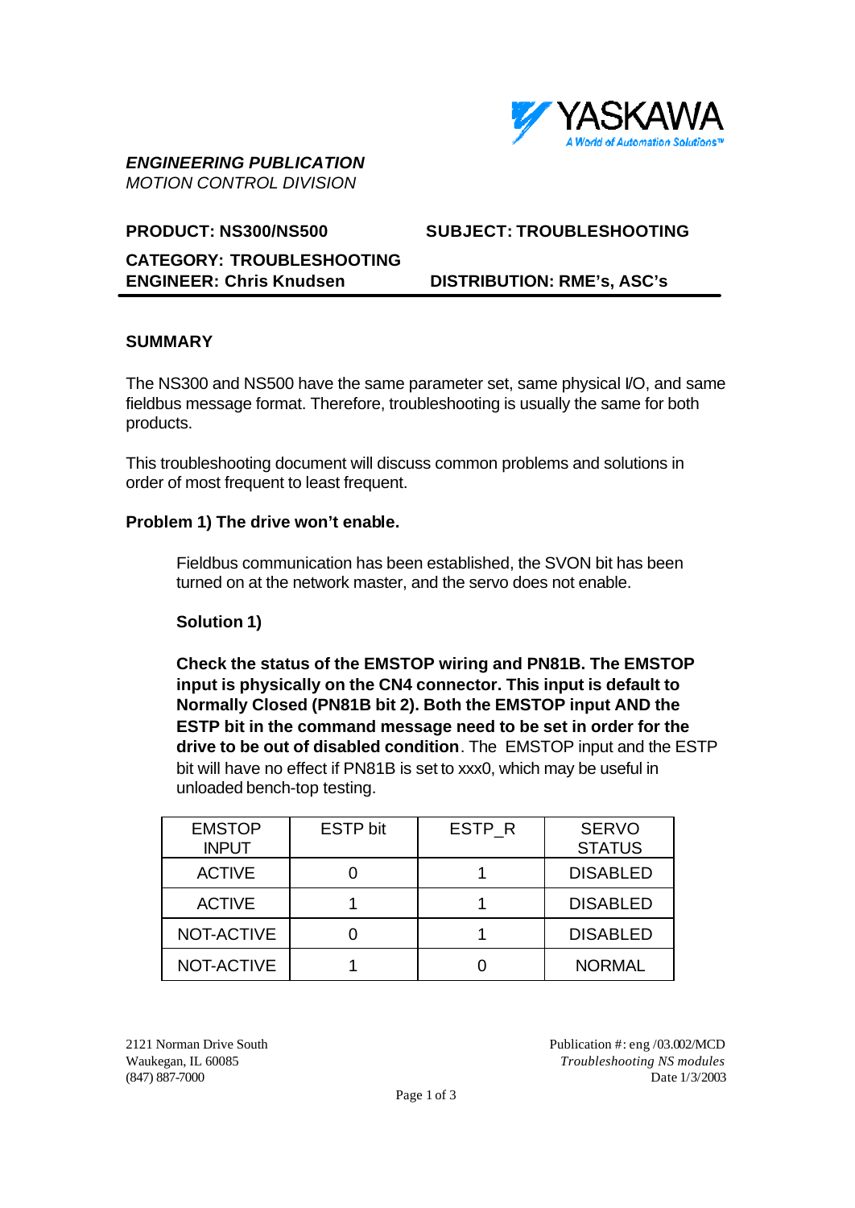YASKAWA
A World of Automation Solutions™

***ENGINEERING PUBLICATION***
*MOTION CONTROL DIVISION*

**PRODUCT: NS300/NS500** **SUBJECT: TROUBLESHOOTING**

**CATEGORY: TROUBLESHOOTING**
**ENGINEER: Chris Knudsen** **DISTRIBUTION: RME's, ASC's**

---

## SUMMARY

The NS300 and NS500 have the same parameter set, same physical I/O, and same fieldbus message format. Therefore, troubleshooting is usually the same for both products.

This troubleshooting document will discuss common problems and solutions in order of most frequent to least frequent.

### Problem 1) The drive won't enable.

Fieldbus communication has been established, the SVON bit has been turned on at the network master, and the servo does not enable.

**Solution 1)**

**Check the status of the EMSTOP wiring and PN81B. The EMSTOP input is physically on the CN4 connector. This input is default to Normally Closed (PN81B bit 2). Both the EMSTOP input AND the ESTP bit in the command message need to be set in order for the drive to be out of disabled condition**. The EMSTOP input and the ESTP bit will have no effect if PN81B is set to xxx0, which may be useful in unloaded bench-top testing.

| EMSTOP INPUT | ESTP bit | ESTP_R | SERVO STATUS |
|---|---|---|---|
| ACTIVE | 0 | 1 | DISABLED |
| ACTIVE | 1 | 1 | DISABLED |
| NOT-ACTIVE | 0 | 1 | DISABLED |
| NOT-ACTIVE | 1 | 0 | NORMAL |

2121 Norman Drive South
Waukegan, IL 60085
(847) 887-7000

Publication #: eng /03.002/MCD
*Troubleshooting NS modules*
Date 1/3/2003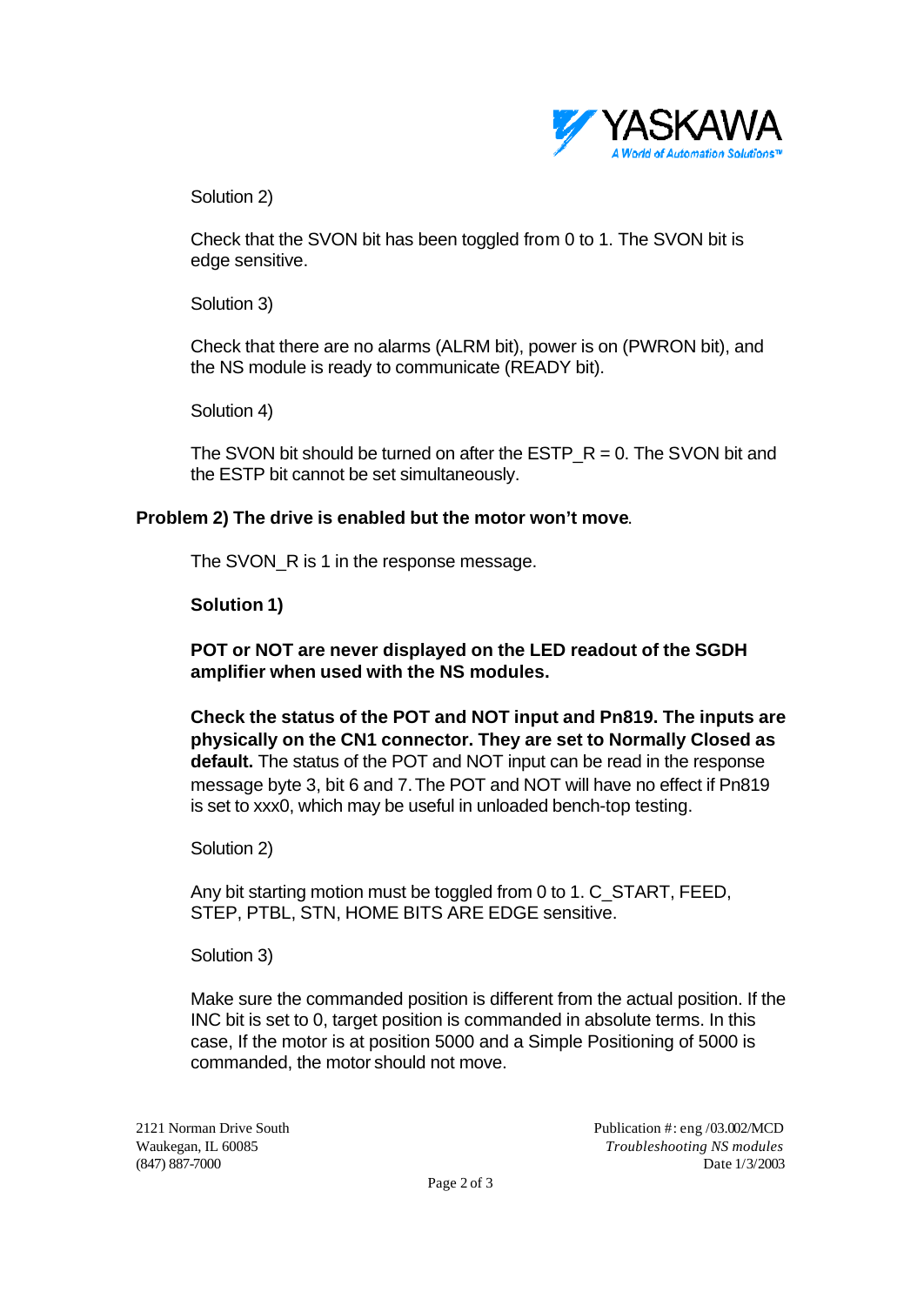Solution 2)

Check that the SVON bit has been toggled from 0 to 1. The SVON bit is edge sensitive.

Solution 3)

Check that there are no alarms (ALRM bit), power is on (PWRON bit), and the NS module is ready to communicate (READY bit).

Solution 4)

The SVON bit should be turned on after the ESTP_R = 0. The SVON bit and the ESTP bit cannot be set simultaneously.

**Problem 2) The drive is enabled but the motor won't move**.

The SVON_R is 1 in the response message.

**Solution 1)**

**POT or NOT are never displayed on the LED readout of the SGDH amplifier when used with the NS modules.**

**Check the status of the POT and NOT input and Pn819. The inputs are physically on the CN1 connector. They are set to Normally Closed as default.** The status of the POT and NOT input can be read in the response message byte 3, bit 6 and 7. The POT and NOT will have no effect if Pn819 is set to xxx0, which may be useful in unloaded bench-top testing.

Solution 2)

Any bit starting motion must be toggled from 0 to 1. C_START, FEED, STEP, PTBL, STN, HOME BITS ARE EDGE sensitive.

Solution 3)

Make sure the commanded position is different from the actual position. If the INC bit is set to 0, target position is commanded in absolute terms. In this case, If the motor is at position 5000 and a Simple Positioning of 5000 is commanded, the motor should not move.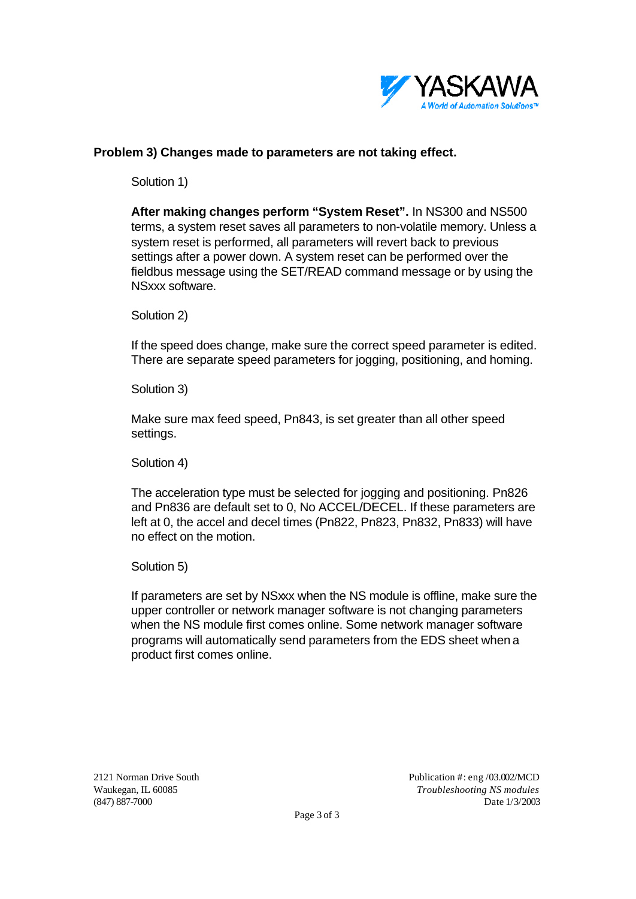**Problem 3) Changes made to parameters are not taking effect.**

Solution 1)

**After making changes perform "System Reset".** In NS300 and NS500 terms, a system reset saves all parameters to non-volatile memory. Unless a system reset is performed, all parameters will revert back to previous settings after a power down. A system reset can be performed over the fieldbus message using the SET/READ command message or by using the NSxxx software.

Solution 2)

If the speed does change, make sure the correct speed parameter is edited. There are separate speed parameters for jogging, positioning, and homing.

Solution 3)

Make sure max feed speed, Pn843, is set greater than all other speed settings.

Solution 4)

The acceleration type must be selected for jogging and positioning. Pn826 and Pn836 are default set to 0, No ACCEL/DECEL. If these parameters are left at 0, the accel and decel times (Pn822, Pn823, Pn832, Pn833) will have no effect on the motion.

Solution 5)

If parameters are set by NSxxx when the NS module is offline, make sure the upper controller or network manager software is not changing parameters when the NS module first comes online. Some network manager software programs will automatically send parameters from the EDS sheet when a product first comes online.